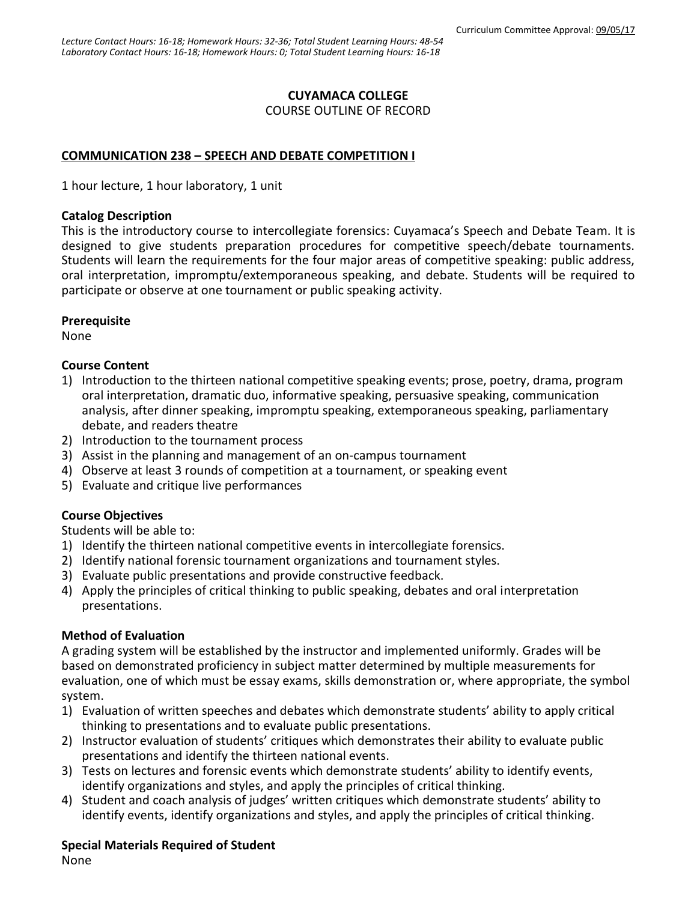Curriculum Committee Approval: 09/05/17

*Lecture Contact Hours: 16-18; Homework Hours: 32-36; Total Student Learning Hours: 48-54*
*Laboratory Contact Hours: 16-18; Homework Hours: 0; Total Student Learning Hours: 16-18*

**CUYAMACA COLLEGE**
COURSE OUTLINE OF RECORD

**COMMUNICATION 238 – SPEECH AND DEBATE COMPETITION I**

1 hour lecture, 1 hour laboratory, 1 unit

**Catalog Description**
This is the introductory course to intercollegiate forensics: Cuyamaca's Speech and Debate Team. It is designed to give students preparation procedures for competitive speech/debate tournaments. Students will learn the requirements for the four major areas of competitive speaking: public address, oral interpretation, impromptu/extemporaneous speaking, and debate. Students will be required to participate or observe at one tournament or public speaking activity.

**Prerequisite**
None

**Course Content**
1) Introduction to the thirteen national competitive speaking events; prose, poetry, drama, program oral interpretation, dramatic duo, informative speaking, persuasive speaking, communication analysis, after dinner speaking, impromptu speaking, extemporaneous speaking, parliamentary debate, and readers theatre
2) Introduction to the tournament process
3) Assist in the planning and management of an on-campus tournament
4) Observe at least 3 rounds of competition at a tournament, or speaking event
5) Evaluate and critique live performances

**Course Objectives**
Students will be able to:
1) Identify the thirteen national competitive events in intercollegiate forensics.
2) Identify national forensic tournament organizations and tournament styles.
3) Evaluate public presentations and provide constructive feedback.
4) Apply the principles of critical thinking to public speaking, debates and oral interpretation presentations.

**Method of Evaluation**
A grading system will be established by the instructor and implemented uniformly. Grades will be based on demonstrated proficiency in subject matter determined by multiple measurements for evaluation, one of which must be essay exams, skills demonstration or, where appropriate, the symbol system.
1) Evaluation of written speeches and debates which demonstrate students' ability to apply critical thinking to presentations and to evaluate public presentations.
2) Instructor evaluation of students' critiques which demonstrates their ability to evaluate public presentations and identify the thirteen national events.
3) Tests on lectures and forensic events which demonstrate students' ability to identify events, identify organizations and styles, and apply the principles of critical thinking.
4) Student and coach analysis of judges' written critiques which demonstrate students' ability to identify events, identify organizations and styles, and apply the principles of critical thinking.

**Special Materials Required of Student**
None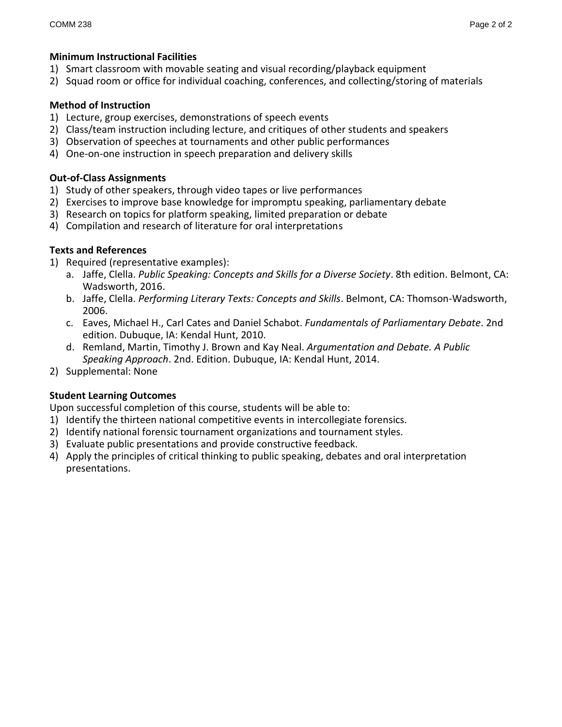**Minimum Instructional Facilities**

1) Smart classroom with movable seating and visual recording/playback equipment
2) Squad room or office for individual coaching, conferences, and collecting/storing of materials

**Method of Instruction**

1) Lecture, group exercises, demonstrations of speech events
2) Class/team instruction including lecture, and critiques of other students and speakers
3) Observation of speeches at tournaments and other public performances
4) One-on-one instruction in speech preparation and delivery skills

**Out-of-Class Assignments**

1) Study of other speakers, through video tapes or live performances
2) Exercises to improve base knowledge for impromptu speaking, parliamentary debate
3) Research on topics for platform speaking, limited preparation or debate
4) Compilation and research of literature for oral interpretations

**Texts and References**

1) Required (representative examples):
   a. Jaffe, Clella. *Public Speaking: Concepts and Skills for a Diverse Society*. 8th edition. Belmont, CA: Wadsworth, 2016.
   b. Jaffe, Clella. *Performing Literary Texts: Concepts and Skills*. Belmont, CA: Thomson-Wadsworth, 2006.
   c. Eaves, Michael H., Carl Cates and Daniel Schabot. *Fundamentals of Parliamentary Debate*. 2nd edition. Dubuque, IA: Kendal Hunt, 2010.
   d. Remland, Martin, Timothy J. Brown and Kay Neal. *Argumentation and Debate. A Public Speaking Approach*. 2nd. Edition. Dubuque, IA: Kendal Hunt, 2014.
2) Supplemental: None

**Student Learning Outcomes**

Upon successful completion of this course, students will be able to:

1) Identify the thirteen national competitive events in intercollegiate forensics.
2) Identify national forensic tournament organizations and tournament styles.
3) Evaluate public presentations and provide constructive feedback.
4) Apply the principles of critical thinking to public speaking, debates and oral interpretation presentations.